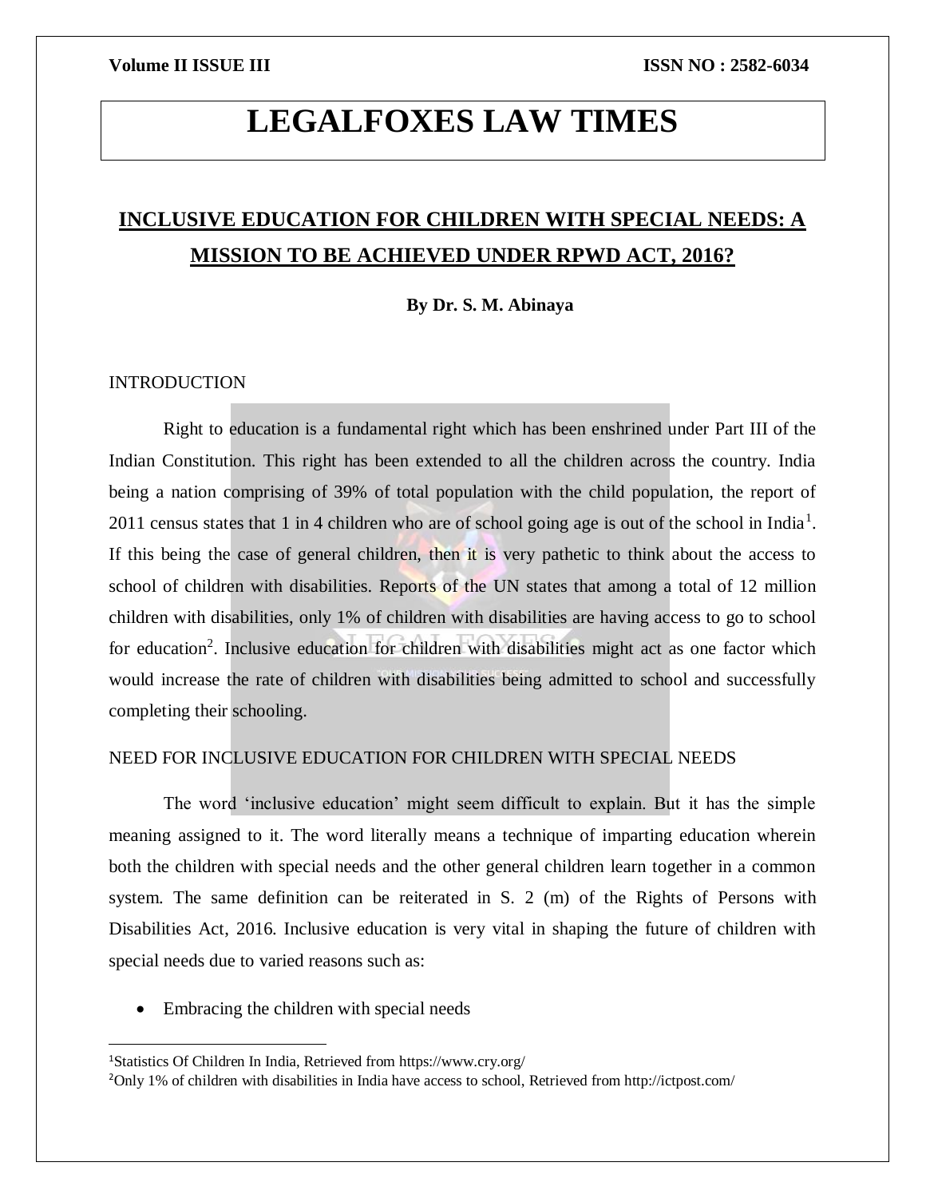# LEGALFOXES LAW TIMES

## INCLUSIVE EDUCATION FOR CHILDREN WITH SPECIAL NEEDS: A MISSION TO BE ACHIEVED UNDER RPWD ACT, 2016?

**By Dr. S. M. Abinaya**

INTRODUCTION

Right to education is a fundamental right which has been enshrined under Part III of the Indian Constitution. This right has been extended to all the children across the country. India being a nation comprising of 39% of total population with the child population, the report of 2011 census states that 1 in 4 children who are of school going age is out of the school in India[1]. If this being the case of general children, then it is very pathetic to think about the access to school of children with disabilities. Reports of the UN states that among a total of 12 million children with disabilities, only 1% of children with disabilities are having access to go to school for education[2]. Inclusive education for children with disabilities might act as one factor which would increase the rate of children with disabilities being admitted to school and successfully completing their schooling.

NEED FOR INCLUSIVE EDUCATION FOR CHILDREN WITH SPECIAL NEEDS

The word 'inclusive education' might seem difficult to explain. But it has the simple meaning assigned to it. The word literally means a technique of imparting education wherein both the children with special needs and the other general children learn together in a common system. The same definition can be reiterated in S. 2 (m) of the Rights of Persons with Disabilities Act, 2016. Inclusive education is very vital in shaping the future of children with special needs due to varied reasons such as:

- Embracing the children with special needs

---

[1]Statistics Of Children In India, Retrieved from https://www.cry.org/

[2]Only 1% of children with disabilities in India have access to school, Retrieved from http://ictpost.com/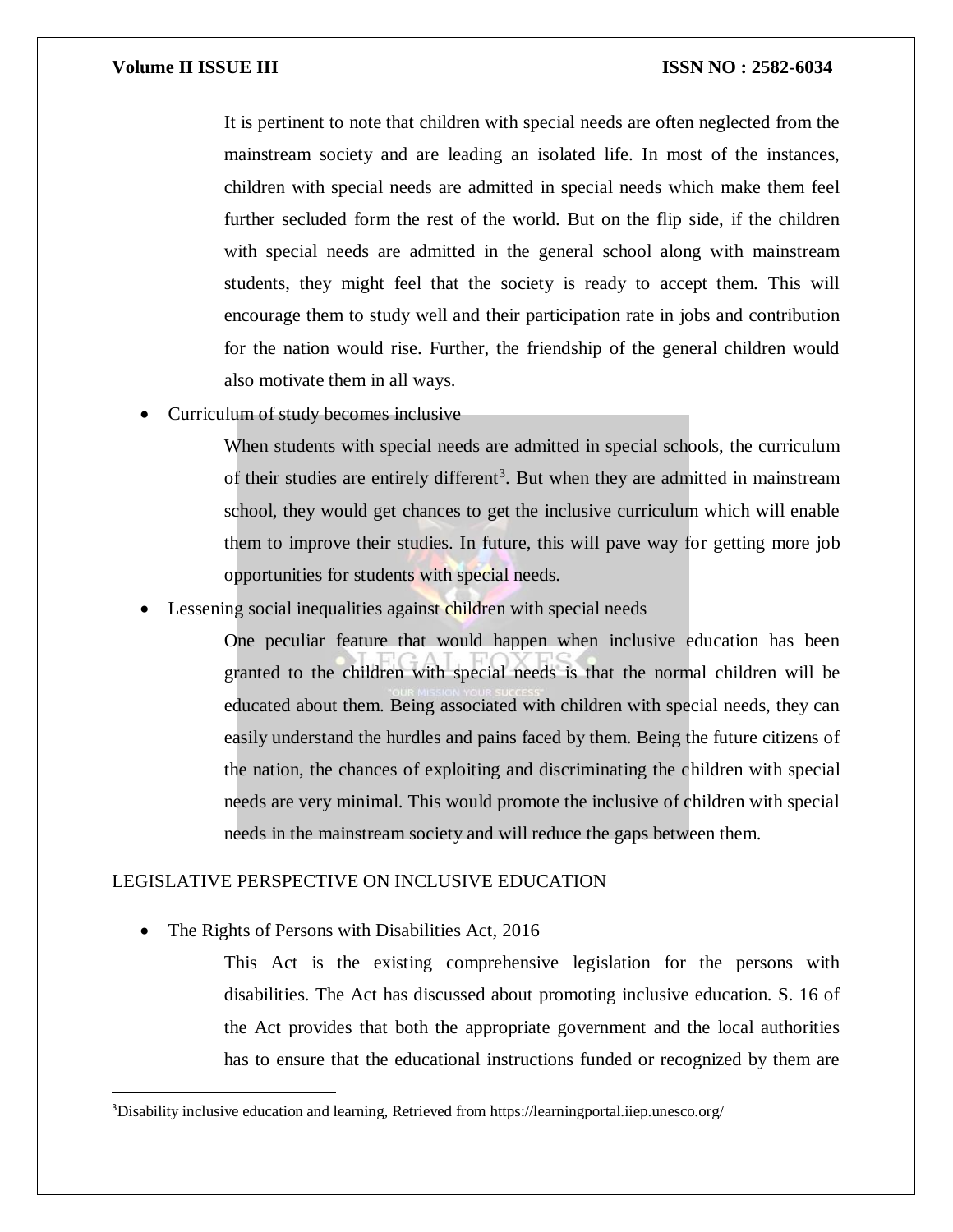It is pertinent to note that children with special needs are often neglected from the mainstream society and are leading an isolated life. In most of the instances, children with special needs are admitted in special needs which make them feel further secluded form the rest of the world. But on the flip side, if the children with special needs are admitted in the general school along with mainstream students, they might feel that the society is ready to accept them. This will encourage them to study well and their participation rate in jobs and contribution for the nation would rise. Further, the friendship of the general children would also motivate them in all ways.

- Curriculum of study becomes inclusive

  When students with special needs are admitted in special schools, the curriculum of their studies are entirely different[3]. But when they are admitted in mainstream school, they would get chances to get the inclusive curriculum which will enable them to improve their studies. In future, this will pave way for getting more job opportunities for students with special needs.

- Lessening social inequalities against children with special needs

  One peculiar feature that would happen when inclusive education has been granted to the children with special needs is that the normal children will be educated about them. Being associated with children with special needs, they can easily understand the hurdles and pains faced by them. Being the future citizens of the nation, the chances of exploiting and discriminating the children with special needs are very minimal. This would promote the inclusive of children with special needs in the mainstream society and will reduce the gaps between them.

## LEGISLATIVE PERSPECTIVE ON INCLUSIVE EDUCATION

- The Rights of Persons with Disabilities Act, 2016

  This Act is the existing comprehensive legislation for the persons with disabilities. The Act has discussed about promoting inclusive education. S. 16 of the Act provides that both the appropriate government and the local authorities has to ensure that the educational instructions funded or recognized by them are

---

[3] Disability inclusive education and learning, Retrieved from https://learningportal.iiep.unesco.org/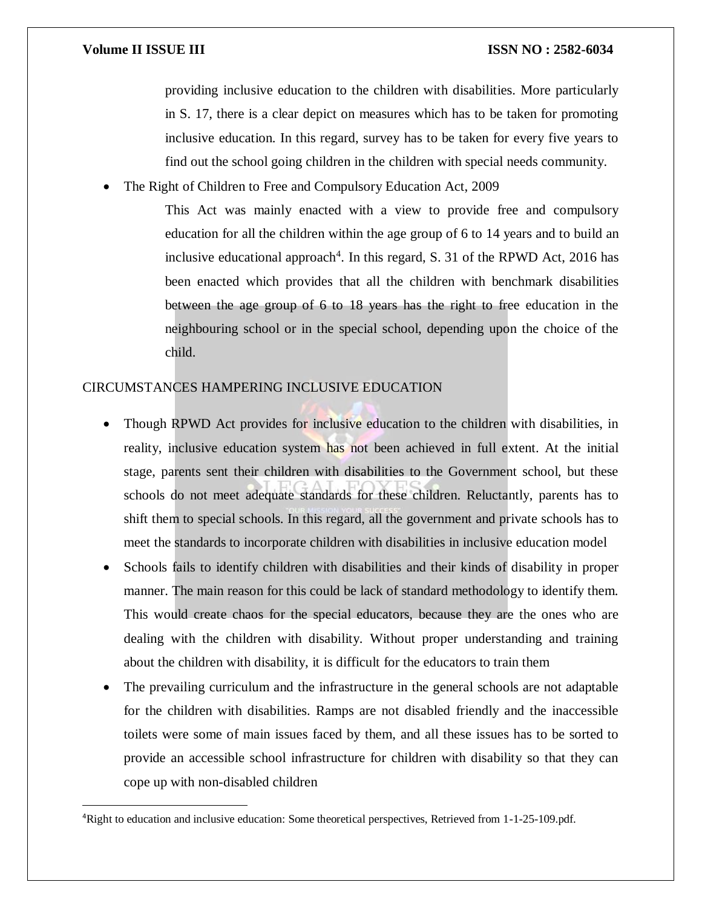providing inclusive education to the children with disabilities. More particularly in S. 17, there is a clear depict on measures which has to be taken for promoting inclusive education. In this regard, survey has to be taken for every five years to find out the school going children in the children with special needs community.

- The Right of Children to Free and Compulsory Education Act, 2009

  This Act was mainly enacted with a view to provide free and compulsory education for all the children within the age group of 6 to 14 years and to build an inclusive educational approach[4]. In this regard, S. 31 of the RPWD Act, 2016 has been enacted which provides that all the children with benchmark disabilities between the age group of 6 to 18 years has the right to free education in the neighbouring school or in the special school, depending upon the choice of the child.

## CIRCUMSTANCES HAMPERING INCLUSIVE EDUCATION

- Though RPWD Act provides for inclusive education to the children with disabilities, in reality, inclusive education system has not been achieved in full extent. At the initial stage, parents sent their children with disabilities to the Government school, but these schools do not meet adequate standards for these children. Reluctantly, parents has to shift them to special schools. In this regard, all the government and private schools has to meet the standards to incorporate children with disabilities in inclusive education model
- Schools fails to identify children with disabilities and their kinds of disability in proper manner. The main reason for this could be lack of standard methodology to identify them. This would create chaos for the special educators, because they are the ones who are dealing with the children with disability. Without proper understanding and training about the children with disability, it is difficult for the educators to train them
- The prevailing curriculum and the infrastructure in the general schools are not adaptable for the children with disabilities. Ramps are not disabled friendly and the inaccessible toilets were some of main issues faced by them, and all these issues has to be sorted to provide an accessible school infrastructure for children with disability so that they can cope up with non-disabled children

---

[4]Right to education and inclusive education: Some theoretical perspectives, Retrieved from 1-1-25-109.pdf.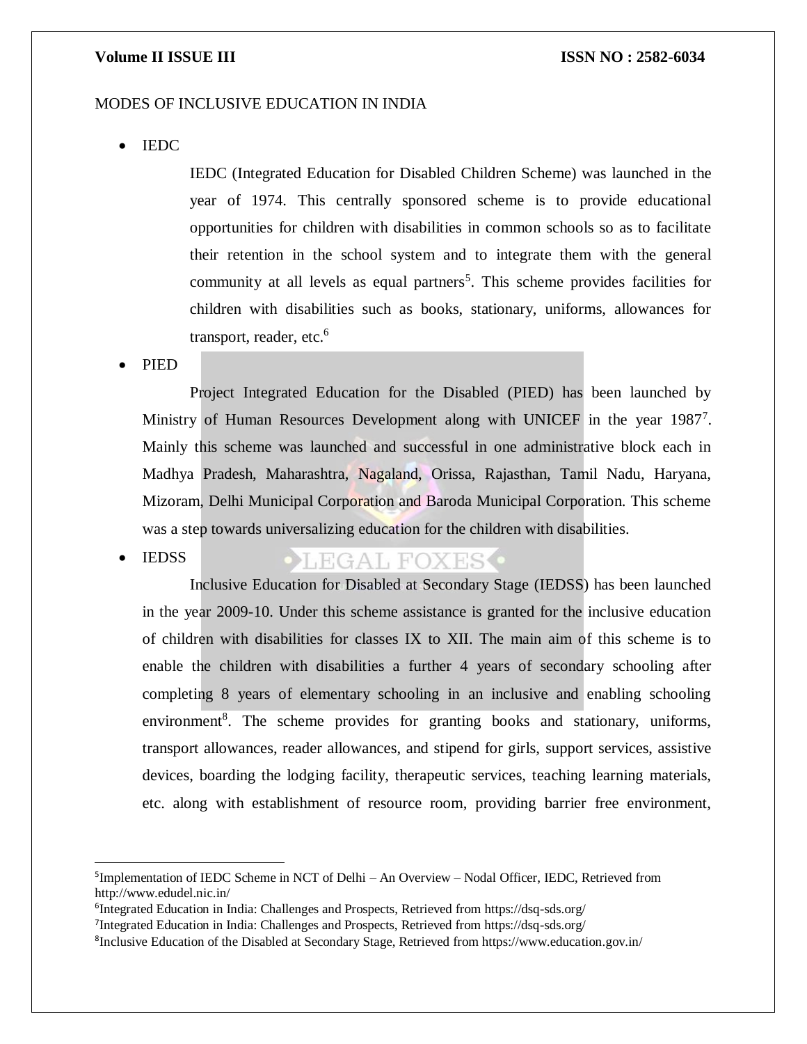MODES OF INCLUSIVE EDUCATION IN INDIA

- IEDC

  IEDC (Integrated Education for Disabled Children Scheme) was launched in the year of 1974. This centrally sponsored scheme is to provide educational opportunities for children with disabilities in common schools so as to facilitate their retention in the school system and to integrate them with the general community at all levels as equal partners[5]. This scheme provides facilities for children with disabilities such as books, stationary, uniforms, allowances for transport, reader, etc.[6]

- PIED

  Project Integrated Education for the Disabled (PIED) has been launched by Ministry of Human Resources Development along with UNICEF in the year 1987[7]. Mainly this scheme was launched and successful in one administrative block each in Madhya Pradesh, Maharashtra, Nagaland, Orissa, Rajasthan, Tamil Nadu, Haryana, Mizoram, Delhi Municipal Corporation and Baroda Municipal Corporation. This scheme was a step towards universalizing education for the children with disabilities.

- IEDSS

  Inclusive Education for Disabled at Secondary Stage (IEDSS) has been launched in the year 2009-10. Under this scheme assistance is granted for the inclusive education of children with disabilities for classes IX to XII. The main aim of this scheme is to enable the children with disabilities a further 4 years of secondary schooling after completing 8 years of elementary schooling in an inclusive and enabling schooling environment[8]. The scheme provides for granting books and stationary, uniforms, transport allowances, reader allowances, and stipend for girls, support services, assistive devices, boarding the lodging facility, therapeutic services, teaching learning materials, etc. along with establishment of resource room, providing barrier free environment,

---

[5] Implementation of IEDC Scheme in NCT of Delhi – An Overview – Nodal Officer, IEDC, Retrieved from http://www.edudel.nic.in/

[6] Integrated Education in India: Challenges and Prospects, Retrieved from https://dsq-sds.org/

[7] Integrated Education in India: Challenges and Prospects, Retrieved from https://dsq-sds.org/

[8] Inclusive Education of the Disabled at Secondary Stage, Retrieved from https://www.education.gov.in/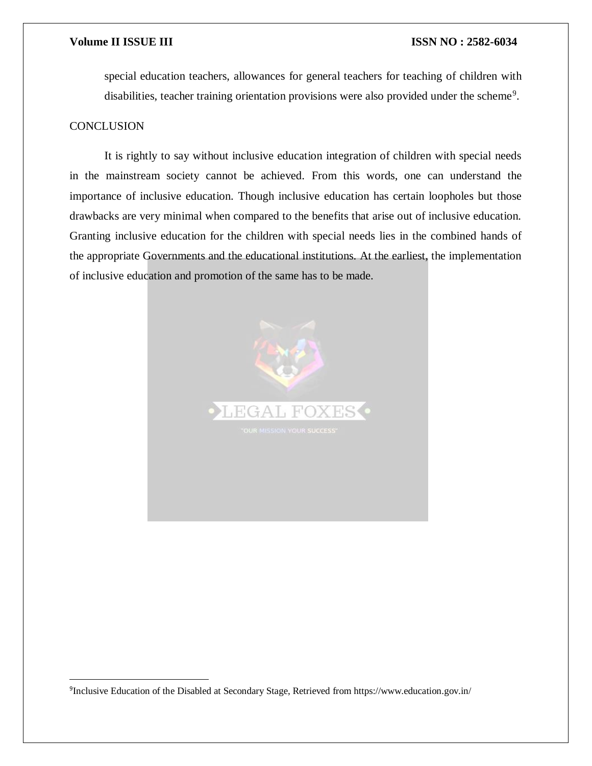special education teachers, allowances for general teachers for teaching of children with disabilities, teacher training orientation provisions were also provided under the scheme[9].

## CONCLUSION

It is rightly to say without inclusive education integration of children with special needs in the mainstream society cannot be achieved. From this words, one can understand the importance of inclusive education. Though inclusive education has certain loopholes but those drawbacks are very minimal when compared to the benefits that arise out of inclusive education. Granting inclusive education for the children with special needs lies in the combined hands of the appropriate Governments and the educational institutions. At the earliest, the implementation of inclusive education and promotion of the same has to be made.

---

[9] Inclusive Education of the Disabled at Secondary Stage, Retrieved from https://www.education.gov.in/